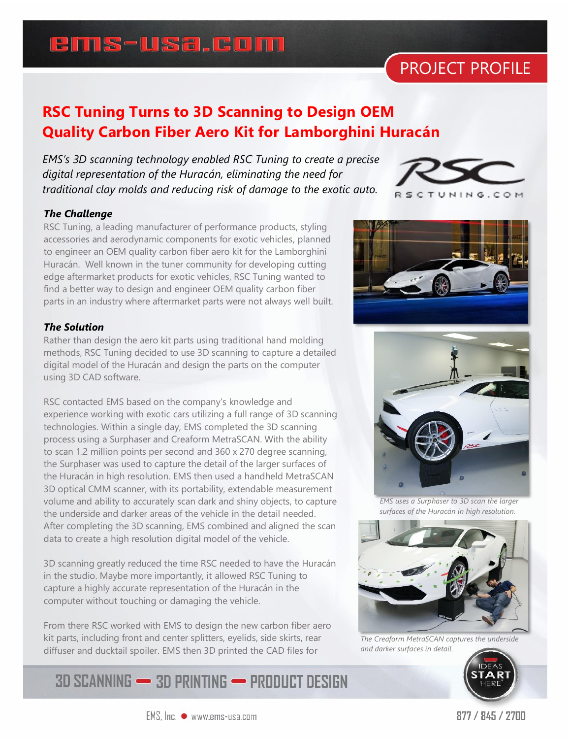PROJECT PROFILE

# RSC Tuning Turns to 3D Scanning to Design OEM Quality Carbon Fiber Aero Kit for Lamborghini Huracán

*EMS's 3D scanning technology enabled RSC Tuning to create a precise digital representation of the Huracán, eliminating the need for traditional clay molds and reducing risk of damage to the exotic auto.*

### *The Challenge*

RSC Tuning, a leading manufacturer of performance products, styling accessories and aerodynamic components for exotic vehicles, planned to engineer an OEM quality carbon fiber aero kit for the Lamborghini Huracán. Well known in the tuner community for developing cutting edge aftermarket products for exotic vehicles, RSC Tuning wanted to find a better way to design and engineer OEM quality carbon fiber parts in an industry where aftermarket parts were not always well built.

### *The Solution*

Rather than design the aero kit parts using traditional hand molding methods, RSC Tuning decided to use 3D scanning to capture a detailed digital model of the Huracán and design the parts on the computer using 3D CAD software.

RSC contacted EMS based on the company's knowledge and experience working with exotic cars utilizing a full range of 3D scanning technologies. Within a single day, EMS completed the 3D scanning process using a Surphaser and Creaform MetraSCAN. With the ability to scan 1.2 million points per second and 360 x 270 degree scanning, the Surphaser was used to capture the detail of the larger surfaces of the Huracán in high resolution. EMS then used a handheld MetraSCAN 3D optical CMM scanner, with its portability, extendable measurement volume and ability to accurately scan dark and shiny objects, to capture the underside and darker areas of the vehicle in the detail needed. After completing the 3D scanning, EMS combined and aligned the scan data to create a high resolution digital model of the vehicle.

3D scanning greatly reduced the time RSC needed to have the Huracán in the studio. Maybe more importantly, it allowed RSC Tuning to capture a highly accurate representation of the Huracán in the computer without touching or damaging the vehicle.

From there RSC worked with EMS to design the new carbon fiber aero kit parts, including front and center splitters, eyelids, side skirts, rear diffuser and ducktail spoiler. EMS then 3D printed the CAD files for

*EMS uses a Surphaser to 3D scan the larger surfaces of the Huracán in high resolution.*

*The Creaform MetraSCAN captures the underside and darker surfaces in detail.*

3D SCANNING — 3D PRINTING — PRODUCT DESIGN

EMS, Inc. ● www.ems-usa.com

877 / 845 / 2700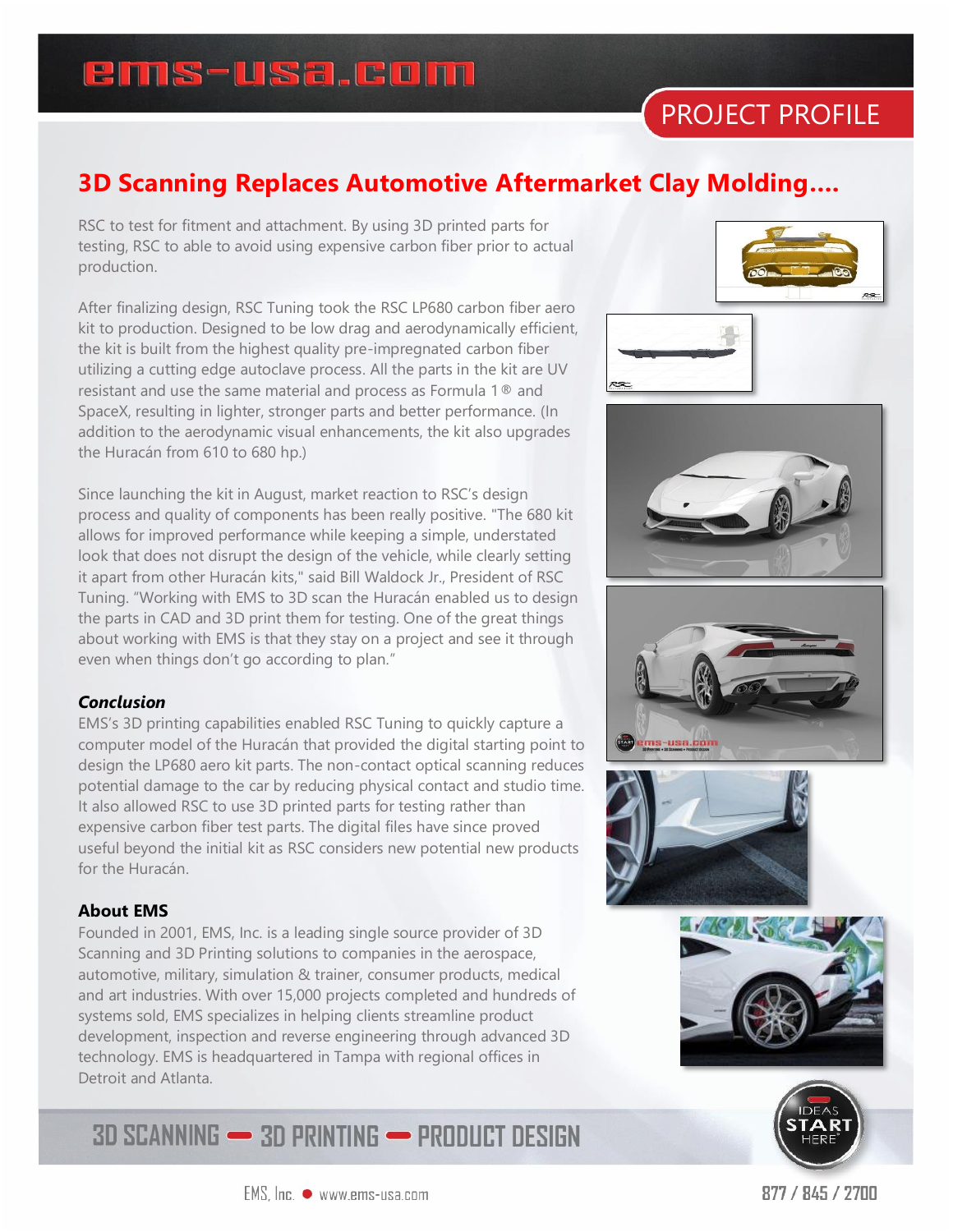# 3D Scanning Replaces Automotive Aftermarket Clay Molding….

RSC to test for fitment and attachment. By using 3D printed parts for testing, RSC to able to avoid using expensive carbon fiber prior to actual production.

After finalizing design, RSC Tuning took the RSC LP680 carbon fiber aero kit to production. Designed to be low drag and aerodynamically efficient, the kit is built from the highest quality pre-impregnated carbon fiber utilizing a cutting edge autoclave process. All the parts in the kit are UV resistant and use the same material and process as Formula 1® and SpaceX, resulting in lighter, stronger parts and better performance. (In addition to the aerodynamic visual enhancements, the kit also upgrades the Huracán from 610 to 680 hp.)

Since launching the kit in August, market reaction to RSC's design process and quality of components has been really positive. "The 680 kit allows for improved performance while keeping a simple, understated look that does not disrupt the design of the vehicle, while clearly setting it apart from other Huracán kits," said Bill Waldock Jr., President of RSC Tuning. "Working with EMS to 3D scan the Huracán enabled us to design the parts in CAD and 3D print them for testing. One of the great things about working with EMS is that they stay on a project and see it through even when things don't go according to plan."

### *Conclusion*

EMS's 3D printing capabilities enabled RSC Tuning to quickly capture a computer model of the Huracán that provided the digital starting point to design the LP680 aero kit parts. The non-contact optical scanning reduces potential damage to the car by reducing physical contact and studio time. It also allowed RSC to use 3D printed parts for testing rather than expensive carbon fiber test parts. The digital files have since proved useful beyond the initial kit as RSC considers new potential new products for the Huracán.

### About EMS

Founded in 2001, EMS, Inc. is a leading single source provider of 3D Scanning and 3D Printing solutions to companies in the aerospace, automotive, military, simulation & trainer, consumer products, medical and art industries. With over 15,000 projects completed and hundreds of systems sold, EMS specializes in helping clients streamline product development, inspection and reverse engineering through advanced 3D technology. EMS is headquartered in Tampa with regional offices in Detroit and Atlanta.

3D SCANNING — 3D PRINTING — PRODUCT DESIGN

EMS, Inc. ● www.ems-usa.com

877 / 845 / 2700